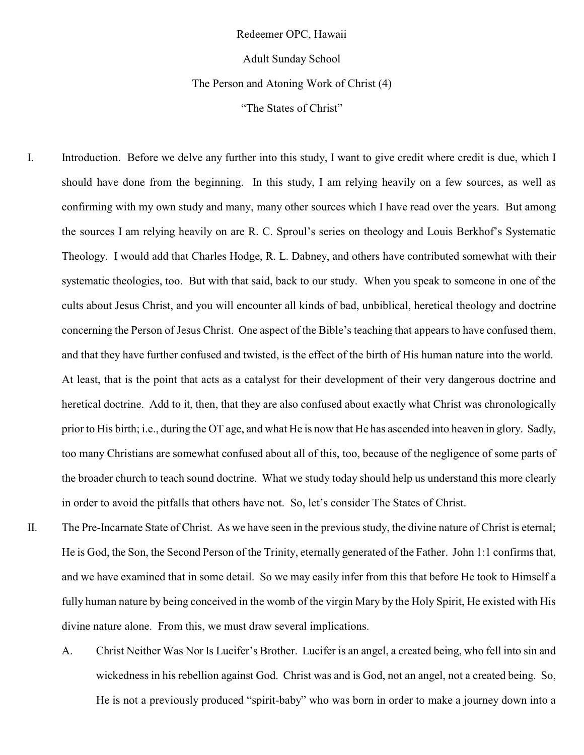Redeemer OPC, Hawaii

Adult Sunday School

The Person and Atoning Work of Christ (4)

"The States of Christ"

I. Introduction. Before we delve any further into this study, I want to give credit where credit is due, which I should have done from the beginning. In this study, I am relying heavily on a few sources, as well as confirming with my own study and many, many other sources which I have read over the years. But among the sources I am relying heavily on are R. C. Sproul's series on theology and Louis Berkhof's Systematic Theology. I would add that Charles Hodge, R. L. Dabney, and others have contributed somewhat with their systematic theologies, too. But with that said, back to our study. When you speak to someone in one of the cults about Jesus Christ, and you will encounter all kinds of bad, unbiblical, heretical theology and doctrine concerning the Person of Jesus Christ. One aspect of the Bible's teaching that appears to have confused them, and that they have further confused and twisted, is the effect of the birth of His human nature into the world. At least, that is the point that acts as a catalyst for their development of their very dangerous doctrine and heretical doctrine. Add to it, then, that they are also confused about exactly what Christ was chronologically prior to His birth; i.e., during the OT age, and what He is now that He has ascended into heaven in glory. Sadly, too many Christians are somewhat confused about all of this, too, because of the negligence of some parts of the broader church to teach sound doctrine. What we study today should help us understand this more clearly in order to avoid the pitfalls that others have not. So, let's consider The States of Christ.

II. The Pre-Incarnate State of Christ. As we have seen in the previous study, the divine nature of Christ is eternal; He is God, the Son, the Second Person of the Trinity, eternally generated of the Father. John 1:1 confirms that, and we have examined that in some detail. So we may easily infer from this that before He took to Himself a fully human nature by being conceived in the womb of the virgin Mary by the Holy Spirit, He existed with His divine nature alone. From this, we must draw several implications.

   A. Christ Neither Was Nor Is Lucifer's Brother. Lucifer is an angel, a created being, who fell into sin and wickedness in his rebellion against God. Christ was and is God, not an angel, not a created being. So, He is not a previously produced "spirit-baby" who was born in order to make a journey down into a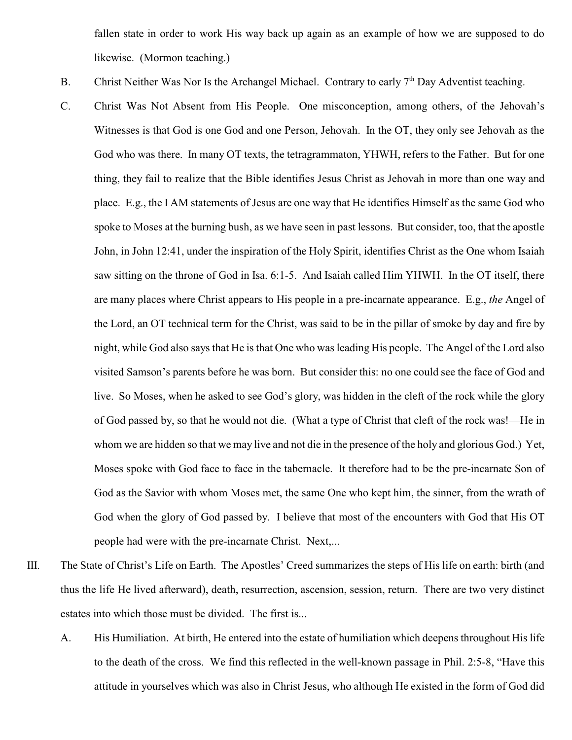fallen state in order to work His way back up again as an example of how we are supposed to do likewise. (Mormon teaching.)

B. Christ Neither Was Nor Is the Archangel Michael. Contrary to early 7th Day Adventist teaching.

C. Christ Was Not Absent from His People. One misconception, among others, of the Jehovah's Witnesses is that God is one God and one Person, Jehovah. In the OT, they only see Jehovah as the God who was there. In many OT texts, the tetragrammaton, YHWH, refers to the Father. But for one thing, they fail to realize that the Bible identifies Jesus Christ as Jehovah in more than one way and place. E.g., the I AM statements of Jesus are one way that He identifies Himself as the same God who spoke to Moses at the burning bush, as we have seen in past lessons. But consider, too, that the apostle John, in John 12:41, under the inspiration of the Holy Spirit, identifies Christ as the One whom Isaiah saw sitting on the throne of God in Isa. 6:1-5. And Isaiah called Him YHWH. In the OT itself, there are many places where Christ appears to His people in a pre-incarnate appearance. E.g., *the* Angel of the Lord, an OT technical term for the Christ, was said to be in the pillar of smoke by day and fire by night, while God also says that He is that One who was leading His people. The Angel of the Lord also visited Samson's parents before he was born. But consider this: no one could see the face of God and live. So Moses, when he asked to see God's glory, was hidden in the cleft of the rock while the glory of God passed by, so that he would not die. (What a type of Christ that cleft of the rock was!—He in whom we are hidden so that we may live and not die in the presence of the holy and glorious God.) Yet, Moses spoke with God face to face in the tabernacle. It therefore had to be the pre-incarnate Son of God as the Savior with whom Moses met, the same One who kept him, the sinner, from the wrath of God when the glory of God passed by. I believe that most of the encounters with God that His OT people had were with the pre-incarnate Christ. Next,...

III. The State of Christ's Life on Earth. The Apostles' Creed summarizes the steps of His life on earth: birth (and thus the life He lived afterward), death, resurrection, ascension, session, return. There are two very distinct estates into which those must be divided. The first is...

A. His Humiliation. At birth, He entered into the estate of humiliation which deepens throughout His life to the death of the cross. We find this reflected in the well-known passage in Phil. 2:5-8, "Have this attitude in yourselves which was also in Christ Jesus, who although He existed in the form of God did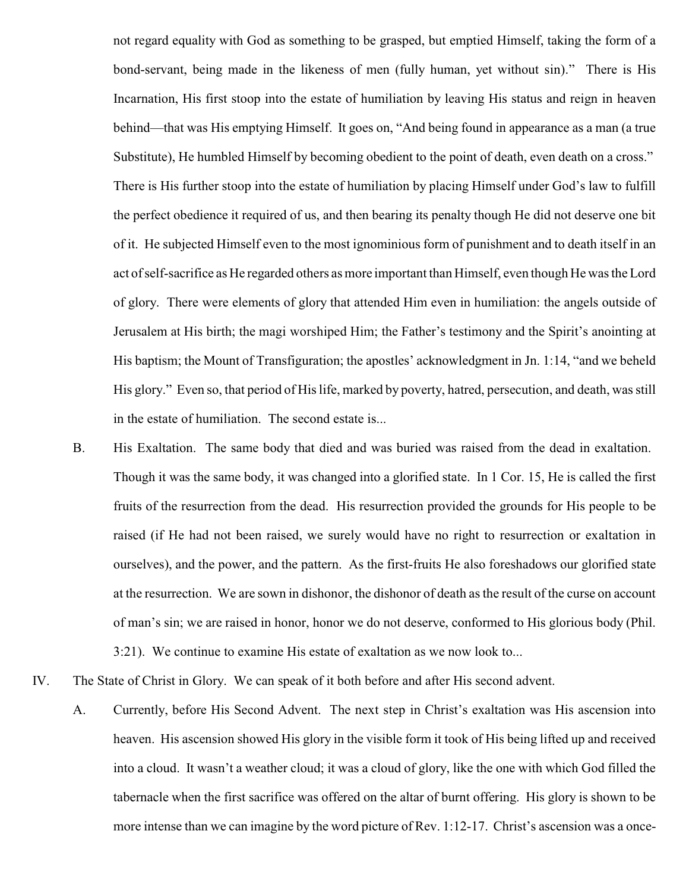not regard equality with God as something to be grasped, but emptied Himself, taking the form of a bond-servant, being made in the likeness of men (fully human, yet without sin)." There is His Incarnation, His first stoop into the estate of humiliation by leaving His status and reign in heaven behind—that was His emptying Himself. It goes on, "And being found in appearance as a man (a true Substitute), He humbled Himself by becoming obedient to the point of death, even death on a cross." There is His further stoop into the estate of humiliation by placing Himself under God's law to fulfill the perfect obedience it required of us, and then bearing its penalty though He did not deserve one bit of it. He subjected Himself even to the most ignominious form of punishment and to death itself in an act of self-sacrifice as He regarded others as more important than Himself, even though He was the Lord of glory. There were elements of glory that attended Him even in humiliation: the angels outside of Jerusalem at His birth; the magi worshiped Him; the Father's testimony and the Spirit's anointing at His baptism; the Mount of Transfiguration; the apostles' acknowledgment in Jn. 1:14, "and we beheld His glory." Even so, that period of His life, marked by poverty, hatred, persecution, and death, was still in the estate of humiliation. The second estate is...

B. His Exaltation. The same body that died and was buried was raised from the dead in exaltation. Though it was the same body, it was changed into a glorified state. In 1 Cor. 15, He is called the first fruits of the resurrection from the dead. His resurrection provided the grounds for His people to be raised (if He had not been raised, we surely would have no right to resurrection or exaltation in ourselves), and the power, and the pattern. As the first-fruits He also foreshadows our glorified state at the resurrection. We are sown in dishonor, the dishonor of death as the result of the curse on account of man's sin; we are raised in honor, honor we do not deserve, conformed to His glorious body (Phil. 3:21). We continue to examine His estate of exaltation as we now look to...

IV. The State of Christ in Glory. We can speak of it both before and after His second advent.

A. Currently, before His Second Advent. The next step in Christ's exaltation was His ascension into heaven. His ascension showed His glory in the visible form it took of His being lifted up and received into a cloud. It wasn't a weather cloud; it was a cloud of glory, like the one with which God filled the tabernacle when the first sacrifice was offered on the altar of burnt offering. His glory is shown to be more intense than we can imagine by the word picture of Rev. 1:12-17. Christ's ascension was a once-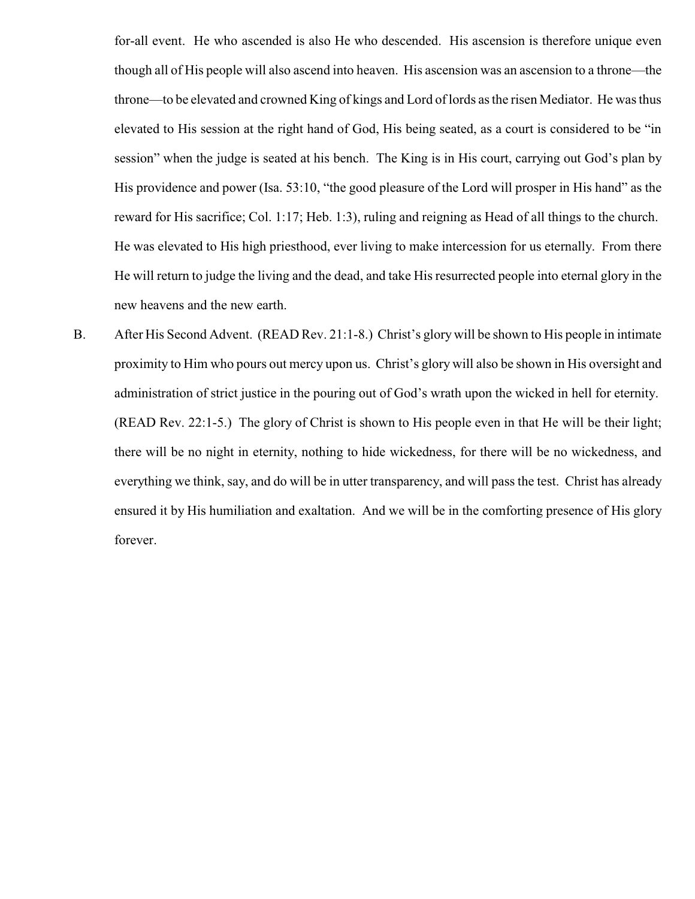for-all event. He who ascended is also He who descended. His ascension is therefore unique even though all of His people will also ascend into heaven. His ascension was an ascension to a throne—the throne—to be elevated and crowned King of kings and Lord of lords as the risen Mediator. He was thus elevated to His session at the right hand of God, His being seated, as a court is considered to be "in session" when the judge is seated at his bench. The King is in His court, carrying out God's plan by His providence and power (Isa. 53:10, "the good pleasure of the Lord will prosper in His hand" as the reward for His sacrifice; Col. 1:17; Heb. 1:3), ruling and reigning as Head of all things to the church. He was elevated to His high priesthood, ever living to make intercession for us eternally. From there He will return to judge the living and the dead, and take His resurrected people into eternal glory in the new heavens and the new earth.

B. After His Second Advent. (READ Rev. 21:1-8.) Christ's glory will be shown to His people in intimate proximity to Him who pours out mercy upon us. Christ's glory will also be shown in His oversight and administration of strict justice in the pouring out of God's wrath upon the wicked in hell for eternity. (READ Rev. 22:1-5.) The glory of Christ is shown to His people even in that He will be their light; there will be no night in eternity, nothing to hide wickedness, for there will be no wickedness, and everything we think, say, and do will be in utter transparency, and will pass the test. Christ has already ensured it by His humiliation and exaltation. And we will be in the comforting presence of His glory forever.